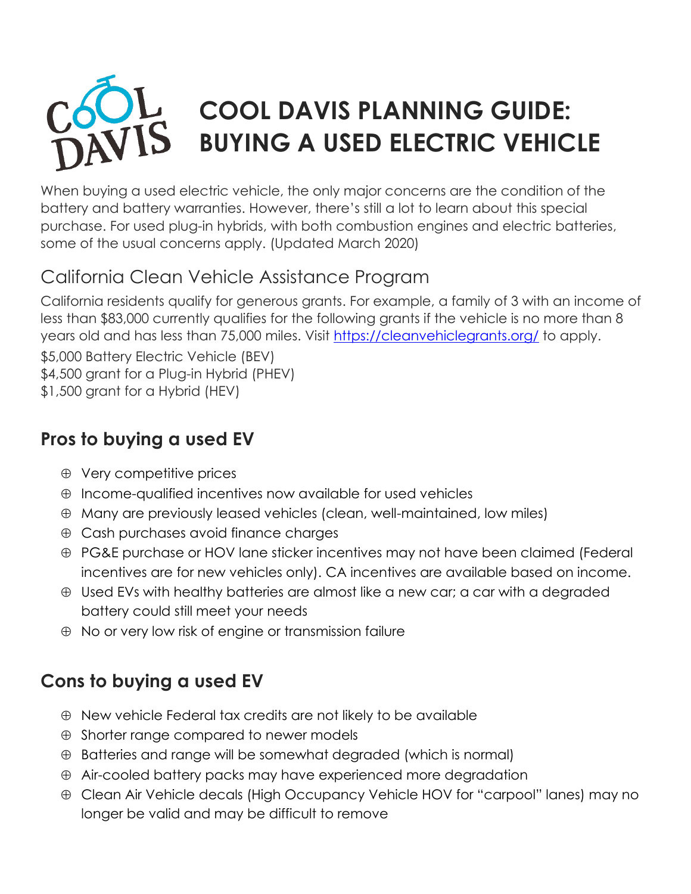# COOL DAVIS PLANNING GUIDE: BUYING A USED ELECTRIC VEHICLE

When buying a used electric vehicle, the only major concerns are the condition of the battery and battery warranties. However, there's still a lot to learn about this special purchase. For used plug-in hybrids, with both combustion engines and electric batteries, some of the usual concerns apply. (Updated March 2020)

## California Clean Vehicle Assistance Program

California residents qualify for generous grants. For example, a family of 3 with an income of less than $83,000 currently qualifies for the following grants if the vehicle is no more than 8 years old and has less than 75,000 miles. Visit [https://cleanvehiclegrants.org/](https://cleanvehiclegrants.org/) to apply.

$5,000 Battery Electric Vehicle (BEV)
$4,500 grant for a Plug-in Hybrid (PHEV)
$1,500 grant for a Hybrid (HEV)

## Pros to buying a used EV

- Very competitive prices
- Income-qualified incentives now available for used vehicles
- Many are previously leased vehicles (clean, well-maintained, low miles)
- Cash purchases avoid finance charges
- PG&E purchase or HOV lane sticker incentives may not have been claimed (Federal incentives are for new vehicles only). CA incentives are available based on income.
- Used EVs with healthy batteries are almost like a new car; a car with a degraded battery could still meet your needs
- No or very low risk of engine or transmission failure

## Cons to buying a used EV

- New vehicle Federal tax credits are not likely to be available
- Shorter range compared to newer models
- Batteries and range will be somewhat degraded (which is normal)
- Air-cooled battery packs may have experienced more degradation
- Clean Air Vehicle decals (High Occupancy Vehicle HOV for "carpool" lanes) may no longer be valid and may be difficult to remove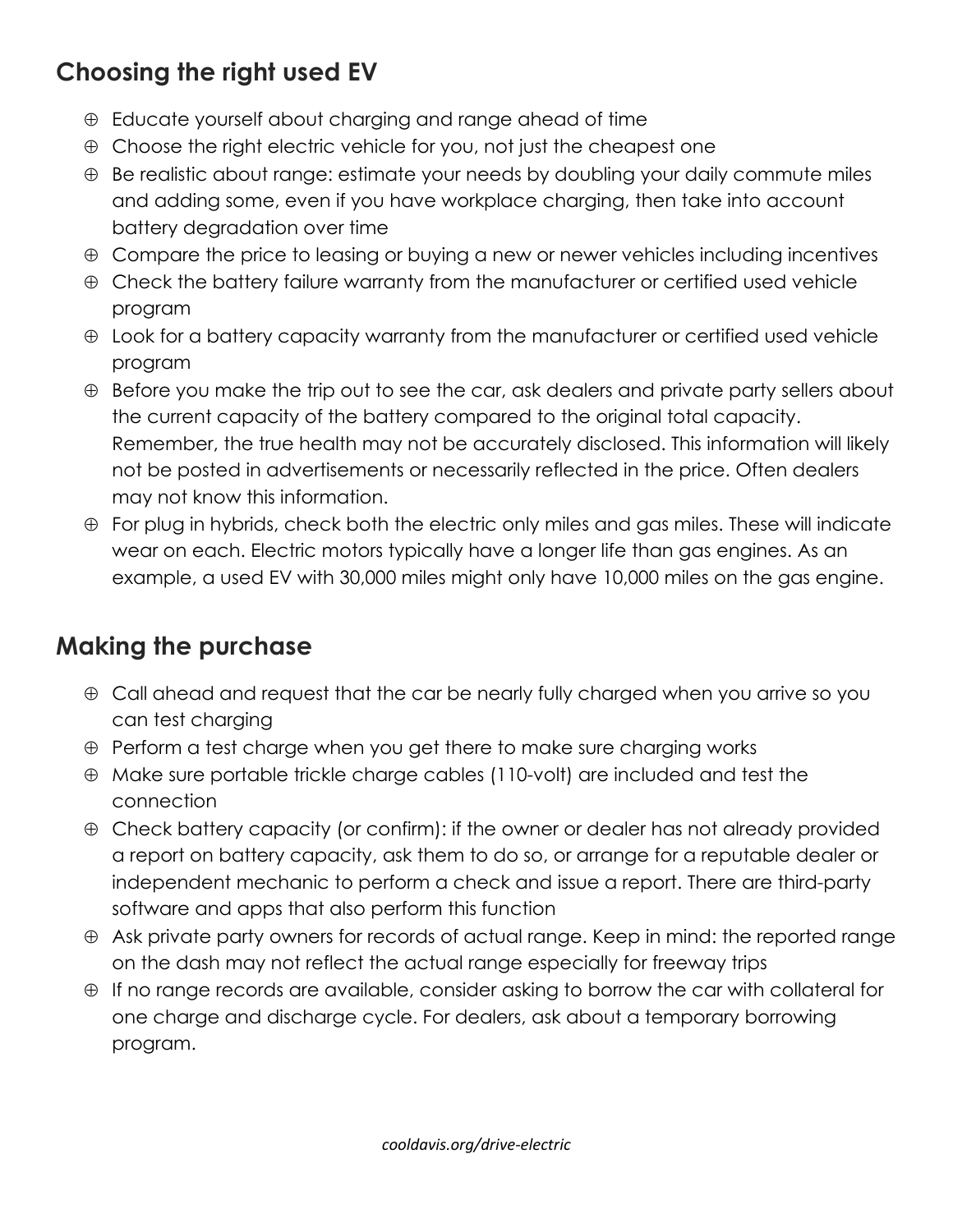## Choosing the right used EV

- Educate yourself about charging and range ahead of time
- Choose the right electric vehicle for you, not just the cheapest one
- Be realistic about range: estimate your needs by doubling your daily commute miles and adding some, even if you have workplace charging, then take into account battery degradation over time
- Compare the price to leasing or buying a new or newer vehicles including incentives
- Check the battery failure warranty from the manufacturer or certified used vehicle program
- Look for a battery capacity warranty from the manufacturer or certified used vehicle program
- Before you make the trip out to see the car, ask dealers and private party sellers about the current capacity of the battery compared to the original total capacity. Remember, the true health may not be accurately disclosed. This information will likely not be posted in advertisements or necessarily reflected in the price. Often dealers may not know this information.
- For plug in hybrids, check both the electric only miles and gas miles. These will indicate wear on each. Electric motors typically have a longer life than gas engines. As an example, a used EV with 30,000 miles might only have 10,000 miles on the gas engine.

## Making the purchase

- Call ahead and request that the car be nearly fully charged when you arrive so you can test charging
- Perform a test charge when you get there to make sure charging works
- Make sure portable trickle charge cables (110-volt) are included and test the connection
- Check battery capacity (or confirm): if the owner or dealer has not already provided a report on battery capacity, ask them to do so, or arrange for a reputable dealer or independent mechanic to perform a check and issue a report. There are third-party software and apps that also perform this function
- Ask private party owners for records of actual range. Keep in mind: the reported range on the dash may not reflect the actual range especially for freeway trips
- If no range records are available, consider asking to borrow the car with collateral for one charge and discharge cycle. For dealers, ask about a temporary borrowing program.

*cooldavis.org/drive-electric*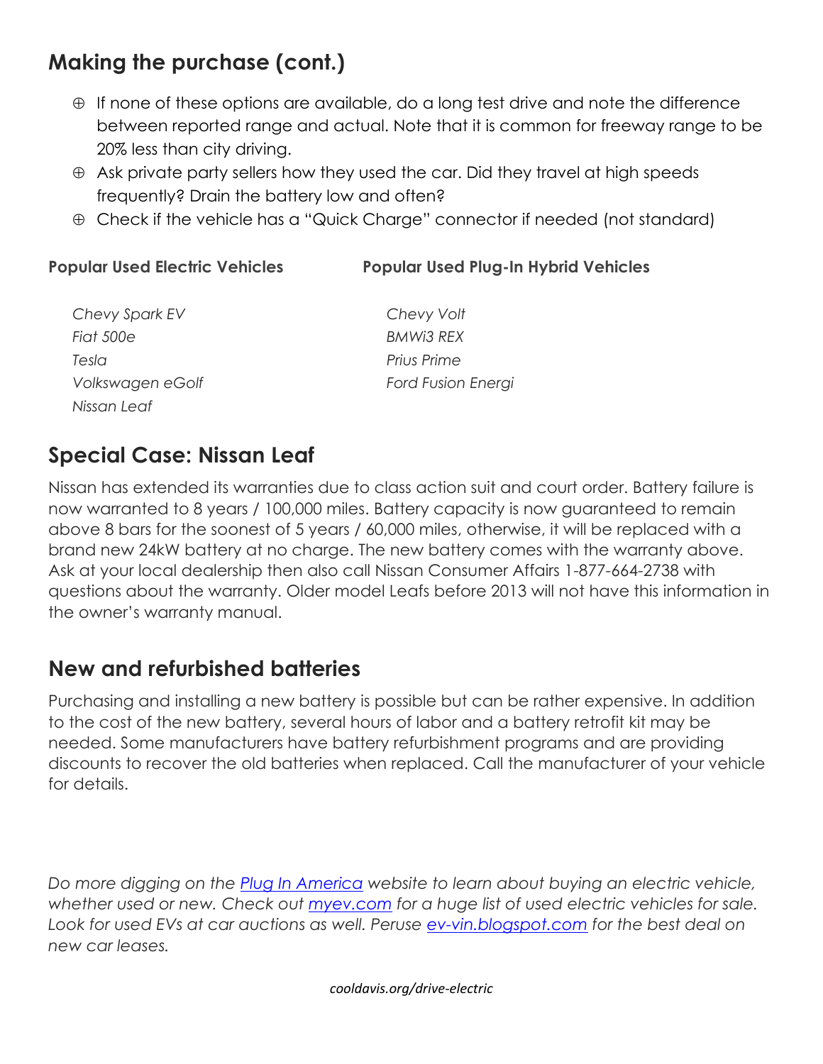## Making the purchase (cont.)

- If none of these options are available, do a long test drive and note the difference between reported range and actual. Note that it is common for freeway range to be 20% less than city driving.
- Ask private party sellers how they used the car. Did they travel at high speeds frequently? Drain the battery low and often?
- Check if the vehicle has a "Quick Charge" connector if needed (not standard)

| **Popular Used Electric Vehicles** | **Popular Used Plug-In Hybrid Vehicles** |
| --- | --- |
| *Chevy Spark EV* | *Chevy Volt* |
| *Fiat 500e* | *BMWi3 REX* |
| *Tesla* | *Prius Prime* |
| *Volkswagen eGolf* | *Ford Fusion Energi* |
| *Nissan Leaf* | |

## Special Case: Nissan Leaf

Nissan has extended its warranties due to class action suit and court order. Battery failure is now warranted to 8 years / 100,000 miles. Battery capacity is now guaranteed to remain above 8 bars for the soonest of 5 years / 60,000 miles, otherwise, it will be replaced with a brand new 24kW battery at no charge. The new battery comes with the warranty above. Ask at your local dealership then also call Nissan Consumer Affairs 1-877-664-2738 with questions about the warranty. Older model Leafs before 2013 will not have this information in the owner's warranty manual.

## New and refurbished batteries

Purchasing and installing a new battery is possible but can be rather expensive. In addition to the cost of the new battery, several hours of labor and a battery retrofit kit may be needed. Some manufacturers have battery refurbishment programs and are providing discounts to recover the old batteries when replaced. Call the manufacturer of your vehicle for details.

*Do more digging on the [Plug In America]() website to learn about buying an electric vehicle, whether used or new. Check out [myev.com]() for a huge list of used electric vehicles for sale. Look for used EVs at car auctions as well. Peruse [ev-vin.blogspot.com]() for the best deal on new car leases.*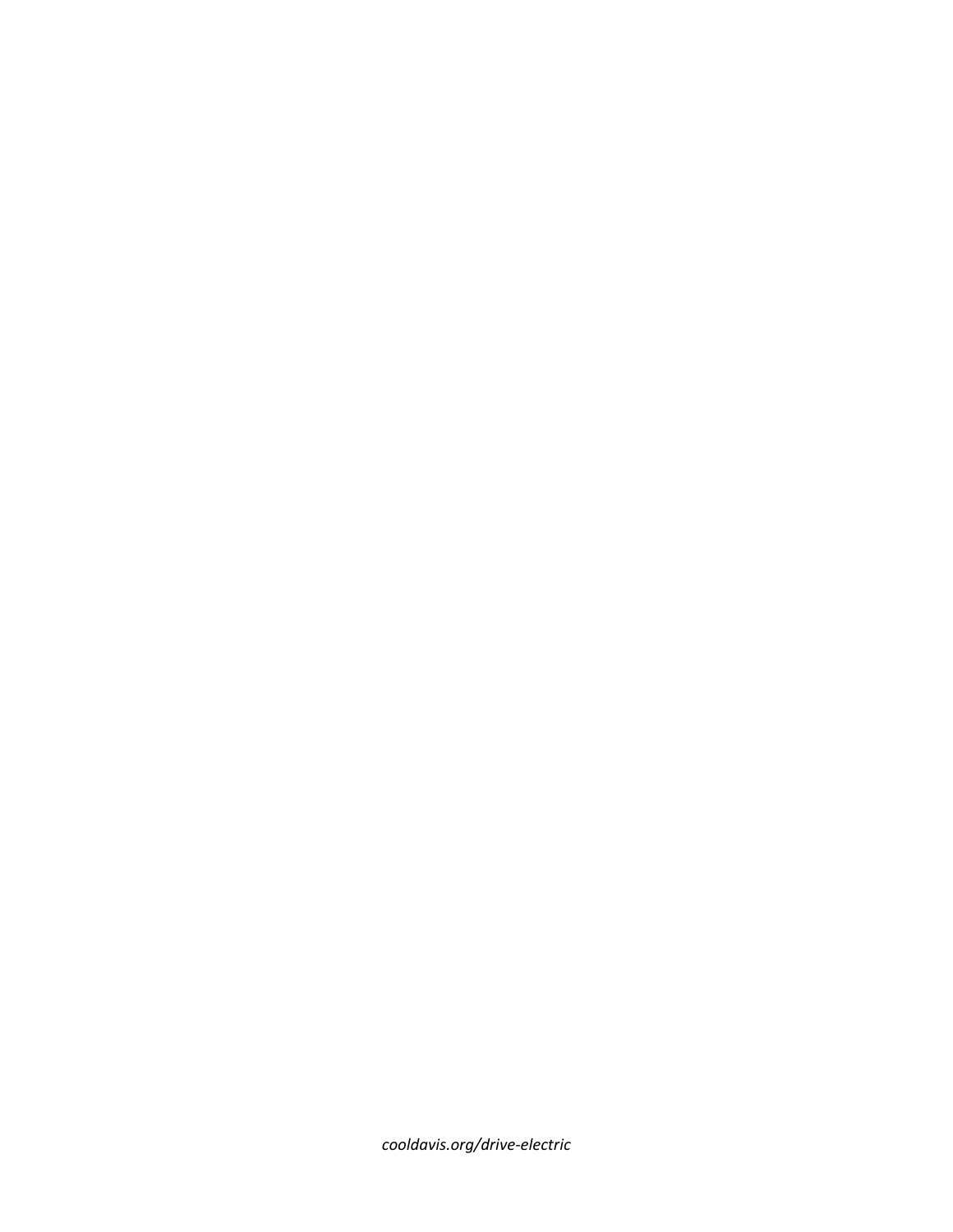*cooldavis.org/drive-electric*